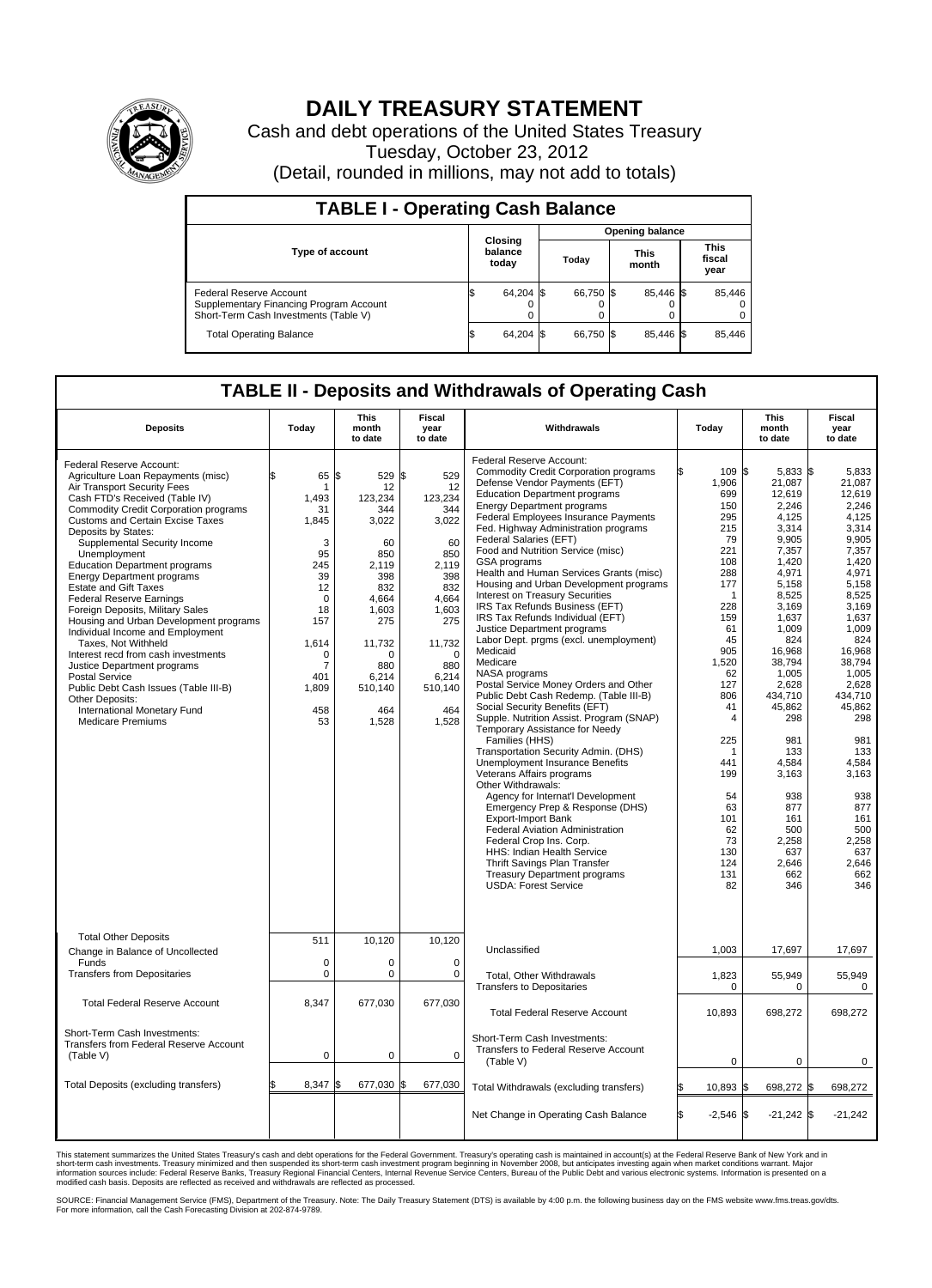# DAILY TREASURY STATEMENT

Cash and debt operations of the United States Treasury

Tuesday, October 23, 2012

(Detail, rounded in millions, may not add to totals)

## TABLE I - Operating Cash Balance

| Type of account | Closing balance today | Opening balance Today | Opening balance This month | Opening balance This fiscal year |
|---|---|---|---|---|
| Federal Reserve Account | $ 64,204 | $ 66,750 | $ 85,446 | $ 85,446 |
| Supplementary Financing Program Account | 0 | 0 | 0 | 0 |
| Short-Term Cash Investments (Table V) | 0 | 0 | 0 | 0 |
| Total Operating Balance | $ 64,204 | $ 66,750 | $ 85,446 | $ 85,446 |

## TABLE II - Deposits and Withdrawals of Operating Cash

| Deposits | Today | This month to date | Fiscal year to date |
|---|---|---|---|
| Federal Reserve Account: | | | |
| Agriculture Loan Repayments (misc) | $ 65 | $ 529 | $ 529 |
| Air Transport Security Fees | 1 | 12 | 12 |
| Cash FTD's Received (Table IV) | 1,493 | 123,234 | 123,234 |
| Commodity Credit Corporation programs | 31 | 344 | 344 |
| Customs and Certain Excise Taxes | 1,845 | 3,022 | 3,022 |
| Deposits by States: | | | |
| Supplemental Security Income | 3 | 60 | 60 |
| Unemployment | 95 | 850 | 850 |
| Education Department programs | 245 | 2,119 | 2,119 |
| Energy Department programs | 39 | 398 | 398 |
| Estate and Gift Taxes | 12 | 832 | 832 |
| Federal Reserve Earnings | 0 | 4,664 | 4,664 |
| Foreign Deposits, Military Sales | 18 | 1,603 | 1,603 |
| Housing and Urban Development programs | 157 | 275 | 275 |
| Individual Income and Employment Taxes, Not Withheld | 1,614 | 11,732 | 11,732 |
| Interest recd from cash investments | 0 | 0 | 0 |
| Justice Department programs | 7 | 880 | 880 |
| Postal Service | 401 | 6,214 | 6,214 |
| Public Debt Cash Issues (Table III-B) | 1,809 | 510,140 | 510,140 |
| Other Deposits: | | | |
| International Monetary Fund | 458 | 464 | 464 |
| Medicare Premiums | 53 | 1,528 | 1,528 |
| Total Other Deposits | 511 | 10,120 | 10,120 |
| Change in Balance of Uncollected Funds | 0 | 0 | 0 |
| Transfers from Depositaries | 0 | 0 | 0 |
| Total Federal Reserve Account | 8,347 | 677,030 | 677,030 |
| Short-Term Cash Investments: Transfers from Federal Reserve Account (Table V) | 0 | 0 | 0 |
| Total Deposits (excluding transfers) | $ 8,347 | $ 677,030 | $ 677,030 |

| Withdrawals | Today | This month to date | Fiscal year to date |
|---|---|---|---|
| Federal Reserve Account: | | | |
| Commodity Credit Corporation programs | $ 109 | $ 5,833 | $ 5,833 |
| Defense Vendor Payments (EFT) | 1,906 | 21,087 | 21,087 |
| Education Department programs | 699 | 12,619 | 12,619 |
| Energy Department programs | 150 | 2,246 | 2,246 |
| Federal Employees Insurance Payments | 295 | 4,125 | 4,125 |
| Fed. Highway Administration programs | 215 | 3,314 | 3,314 |
| Federal Salaries (EFT) | 79 | 9,905 | 9,905 |
| Food and Nutrition Service (misc) | 221 | 7,357 | 7,357 |
| GSA programs | 108 | 1,420 | 1,420 |
| Health and Human Services Grants (misc) | 288 | 4,971 | 4,971 |
| Housing and Urban Development programs | 177 | 5,158 | 5,158 |
| Interest on Treasury Securities | 1 | 8,525 | 8,525 |
| IRS Tax Refunds Business (EFT) | 228 | 3,169 | 3,169 |
| IRS Tax Refunds Individual (EFT) | 159 | 1,637 | 1,637 |
| Justice Department programs | 61 | 1,009 | 1,009 |
| Labor Dept. prgms (excl. unemployment) | 45 | 824 | 824 |
| Medicaid | 905 | 16,968 | 16,968 |
| Medicare | 1,520 | 38,794 | 38,794 |
| NASA programs | 62 | 1,005 | 1,005 |
| Postal Service Money Orders and Other | 127 | 2,628 | 2,628 |
| Public Debt Cash Redemp. (Table III-B) | 806 | 434,710 | 434,710 |
| Social Security Benefits (EFT) | 41 | 45,862 | 45,862 |
| Supple. Nutrition Assist. Program (SNAP) | 4 | 298 | 298 |
| Temporary Assistance for Needy Families (HHS) | 225 | 981 | 981 |
| Transportation Security Admin. (DHS) | 1 | 133 | 133 |
| Unemployment Insurance Benefits | 441 | 4,584 | 4,584 |
| Veterans Affairs programs | 199 | 3,163 | 3,163 |
| Other Withdrawals: | | | |
| Agency for Internat'l Development | 54 | 938 | 938 |
| Emergency Prep & Response (DHS) | 63 | 877 | 877 |
| Export-Import Bank | 101 | 161 | 161 |
| Federal Aviation Administration | 62 | 500 | 500 |
| Federal Crop Ins. Corp. | 73 | 2,258 | 2,258 |
| HHS: Indian Health Service | 130 | 637 | 637 |
| Thrift Savings Plan Transfer | 124 | 2,646 | 2,646 |
| Treasury Department programs | 131 | 662 | 662 |
| USDA: Forest Service | 82 | 346 | 346 |
| Unclassified | 1,003 | 17,697 | 17,697 |
| Total, Other Withdrawals | 1,823 | 55,949 | 55,949 |
| Transfers to Depositaries | 0 | 0 | 0 |
| Total Federal Reserve Account | 10,893 | 698,272 | 698,272 |
| Short-Term Cash Investments: Transfers to Federal Reserve Account (Table V) | 0 | 0 | 0 |
| Total Withdrawals (excluding transfers) | $ 10,893 | $ 698,272 | $ 698,272 |
| Net Change in Operating Cash Balance | $ -2,546 | $ -21,242 | $ -21,242 |

This statement summarizes the United States Treasury's cash and debt operations for the Federal Government. Treasury's operating cash is maintained in account(s) at the Federal Reserve Bank of New York and in short-term cash investments. Treasury minimized and then suspended its short-term cash investment program beginning in November 2008, but anticipates investing again when market conditions warrant. Major information sources include: Federal Reserve Banks, Treasury Regional Financial Centers, Internal Revenue Service Centers, Bureau of the Public Debt and various electronic systems. Information is presented on a modified cash basis. Deposits are reflected as received and withdrawals are reflected as processed.

SOURCE: Financial Management Service (FMS), Department of the Treasury. Note: The Daily Treasury Statement (DTS) is available by 4:00 p.m. the following business day on the FMS website www.fms.treas.gov/dts. For more information, call the Cash Forecasting Division at 202-874-9789.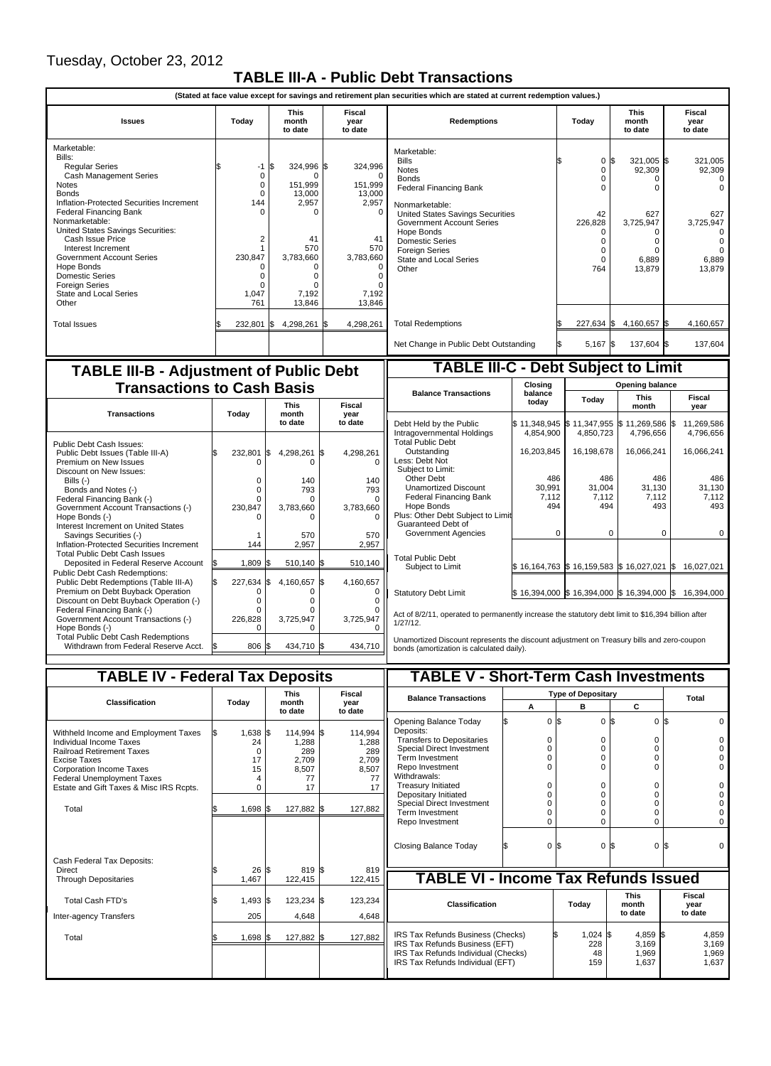Tuesday, October 23, 2012

# TABLE III-A - Public Debt Transactions

(Stated at face value except for savings and retirement plan securities which are stated at current redemption values.)

| Issues | Today | This month to date | Fiscal year to date |
|---|---|---|---|
| Marketable: | | | |
| Bills: | | | |
| Regular Series | $ -1 | $ 324,996 | $ 324,996 |
| Cash Management Series | 0 | 0 | 0 |
| Notes | 0 | 151,999 | 151,999 |
| Bonds | 0 | 13,000 | 13,000 |
| Inflation-Protected Securities Increment | 144 | 2,957 | 2,957 |
| Federal Financing Bank | 0 | 0 | 0 |
| Nonmarketable: | | | |
| United States Savings Securities: | | | |
| Cash Issue Price | 2 | 41 | 41 |
| Interest Increment | 1 | 570 | 570 |
| Government Account Series | 230,847 | 3,783,660 | 3,783,660 |
| Hope Bonds | 0 | 0 | 0 |
| Domestic Series | 0 | 0 | 0 |
| Foreign Series | 0 | 0 | 0 |
| State and Local Series | 1,047 | 7,192 | 7,192 |
| Other | 761 | 13,846 | 13,846 |
| Total Issues | $ 232,801 | $ 4,298,261 | $ 4,298,261 |

| Redemptions | Today | This month to date | Fiscal year to date |
|---|---|---|---|
| Marketable: | | | |
| Bills | $ 0 | $ 321,005 | $ 321,005 |
| Notes | 0 | 92,309 | 92,309 |
| Bonds | 0 | 0 | 0 |
| Federal Financing Bank | 0 | 0 | 0 |
| Nonmarketable: | | | |
| United States Savings Securities | 42 | 627 | 627 |
| Government Account Series | 226,828 | 3,725,947 | 3,725,947 |
| Hope Bonds | 0 | 0 | 0 |
| Domestic Series | 0 | 0 | 0 |
| Foreign Series | 0 | 0 | 0 |
| State and Local Series | 0 | 6,889 | 6,889 |
| Other | 764 | 13,879 | 13,879 |
| Total Redemptions | $ 227,634 | $ 4,160,657 | $ 4,160,657 |
| Net Change in Public Debt Outstanding | $ 5,167 | $ 137,604 | $ 137,604 |

# TABLE III-B - Adjustment of Public Debt Transactions to Cash Basis

| Transactions | Today | This month to date | Fiscal year to date |
|---|---|---|---|
| Public Debt Cash Issues: | | | |
| Public Debt Issues (Table III-A) | $ 232,801 | $ 4,298,261 | $ 4,298,261 |
| Premium on New Issues | 0 | 0 | 0 |
| Discount on New Issues: | | | |
| Bills (-) | 0 | 140 | 140 |
| Bonds and Notes (-) | 0 | 793 | 793 |
| Federal Financing Bank (-) | 0 | 0 | 0 |
| Government Account Transactions (-) | 230,847 | 3,783,660 | 3,783,660 |
| Hope Bonds (-) | 0 | 0 | 0 |
| Interest Increment on United States Savings Securities (-) | 1 | 570 | 570 |
| Inflation-Protected Securities Increment | 144 | 2,957 | 2,957 |
| Total Public Debt Cash Issues Deposited in Federal Reserve Account | $ 1,809 | $ 510,140 | $ 510,140 |
| Public Debt Cash Redemptions: | | | |
| Public Debt Redemptions (Table III-A) | $ 227,634 | $ 4,160,657 | $ 4,160,657 |
| Premium on Debt Buyback Operation | 0 | 0 | 0 |
| Discount on Debt Buyback Operation (-) | 0 | 0 | 0 |
| Federal Financing Bank (-) | 0 | 0 | 0 |
| Government Account Transactions (-) | 226,828 | 3,725,947 | 3,725,947 |
| Hope Bonds (-) | 0 | 0 | 0 |
| Total Public Debt Cash Redemptions Withdrawn from Federal Reserve Acct. | $ 806 | $ 434,710 | $ 434,710 |

# TABLE III-C - Debt Subject to Limit

| Balance Transactions | Closing balance today | Opening balance Today | Opening balance This month | Opening balance Fiscal year |
|---|---|---|---|---|
| Debt Held by the Public | $ 11,348,945 | $ 11,347,955 | $ 11,269,586 | $ 11,269,586 |
| Intragovernmental Holdings | 4,854,900 | 4,850,723 | 4,796,656 | 4,796,656 |
| Total Public Debt Outstanding | 16,203,845 | 16,198,678 | 16,066,241 | 16,066,241 |
| Less: Debt Not Subject to Limit: | | | | |
| Other Debt | 486 | 486 | 486 | 486 |
| Unamortized Discount | 30,991 | 31,004 | 31,130 | 31,130 |
| Federal Financing Bank | 7,112 | 7,112 | 7,112 | 7,112 |
| Hope Bonds | 494 | 494 | 493 | 493 |
| Plus: Other Debt Subject to Limit | | | | |
| Guaranteed Debt of Government Agencies | 0 | 0 | 0 | 0 |
| Total Public Debt Subject to Limit | $ 16,164,763 | $ 16,159,583 | $ 16,027,021 | $ 16,027,021 |
| Statutory Debt Limit | $ 16,394,000 | $ 16,394,000 | $ 16,394,000 | $ 16,394,000 |

Act of 8/2/11, operated to permanently increase the statutory debt limit to $16,394 billion after 1/27/12.

Unamortized Discount represents the discount adjustment on Treasury bills and zero-coupon bonds (amortization is calculated daily).

# TABLE IV - Federal Tax Deposits

| Classification | Today | This month to date | Fiscal year to date |
|---|---|---|---|
| Withheld Income and Employment Taxes | $ 1,638 | $ 114,994 | $ 114,994 |
| Individual Income Taxes | 24 | 1,288 | 1,288 |
| Railroad Retirement Taxes | 0 | 289 | 289 |
| Excise Taxes | 17 | 2,709 | 2,709 |
| Corporation Income Taxes | 15 | 8,507 | 8,507 |
| Federal Unemployment Taxes | 4 | 77 | 77 |
| Estate and Gift Taxes & Misc IRS Rcpts. | 0 | 17 | 17 |
| Total | $ 1,698 | $ 127,882 | $ 127,882 |
| Cash Federal Tax Deposits: | | | |
| Direct | $ 26 | $ 819 | $ 819 |
| Through Depositaries | 1,467 | 122,415 | 122,415 |
| Total Cash FTD's | $ 1,493 | $ 123,234 | $ 123,234 |
| Inter-agency Transfers | 205 | 4,648 | 4,648 |
| Total | $ 1,698 | $ 127,882 | $ 127,882 |

# TABLE V - Short-Term Cash Investments

| Balance Transactions | Type of Depositary A | Type of Depositary B | Type of Depositary C | Total |
|---|---|---|---|---|
| Opening Balance Today | $ 0 | $ 0 | $ 0 | $ 0 |
| Deposits: | | | | |
| Transfers to Depositaries | 0 | 0 | 0 | 0 |
| Special Direct Investment | 0 | 0 | 0 | 0 |
| Term Investment | 0 | 0 | 0 | 0 |
| Repo Investment | 0 | 0 | 0 | 0 |
| Withdrawals: | | | | |
| Treasury Initiated | 0 | 0 | 0 | 0 |
| Depositary Initiated | 0 | 0 | 0 | 0 |
| Special Direct Investment | 0 | 0 | 0 | 0 |
| Term Investment | 0 | 0 | 0 | 0 |
| Repo Investment | 0 | 0 | 0 | 0 |
| Closing Balance Today | $ 0 | $ 0 | $ 0 | $ 0 |

# TABLE VI - Income Tax Refunds Issued

| Classification | Today | This month to date | Fiscal year to date |
|---|---|---|---|
| IRS Tax Refunds Business (Checks) | $ 1,024 | $ 4,859 | $ 4,859 |
| IRS Tax Refunds Business (EFT) | 228 | 3,169 | 3,169 |
| IRS Tax Refunds Individual (Checks) | 48 | 1,969 | 1,969 |
| IRS Tax Refunds Individual (EFT) | 159 | 1,637 | 1,637 |